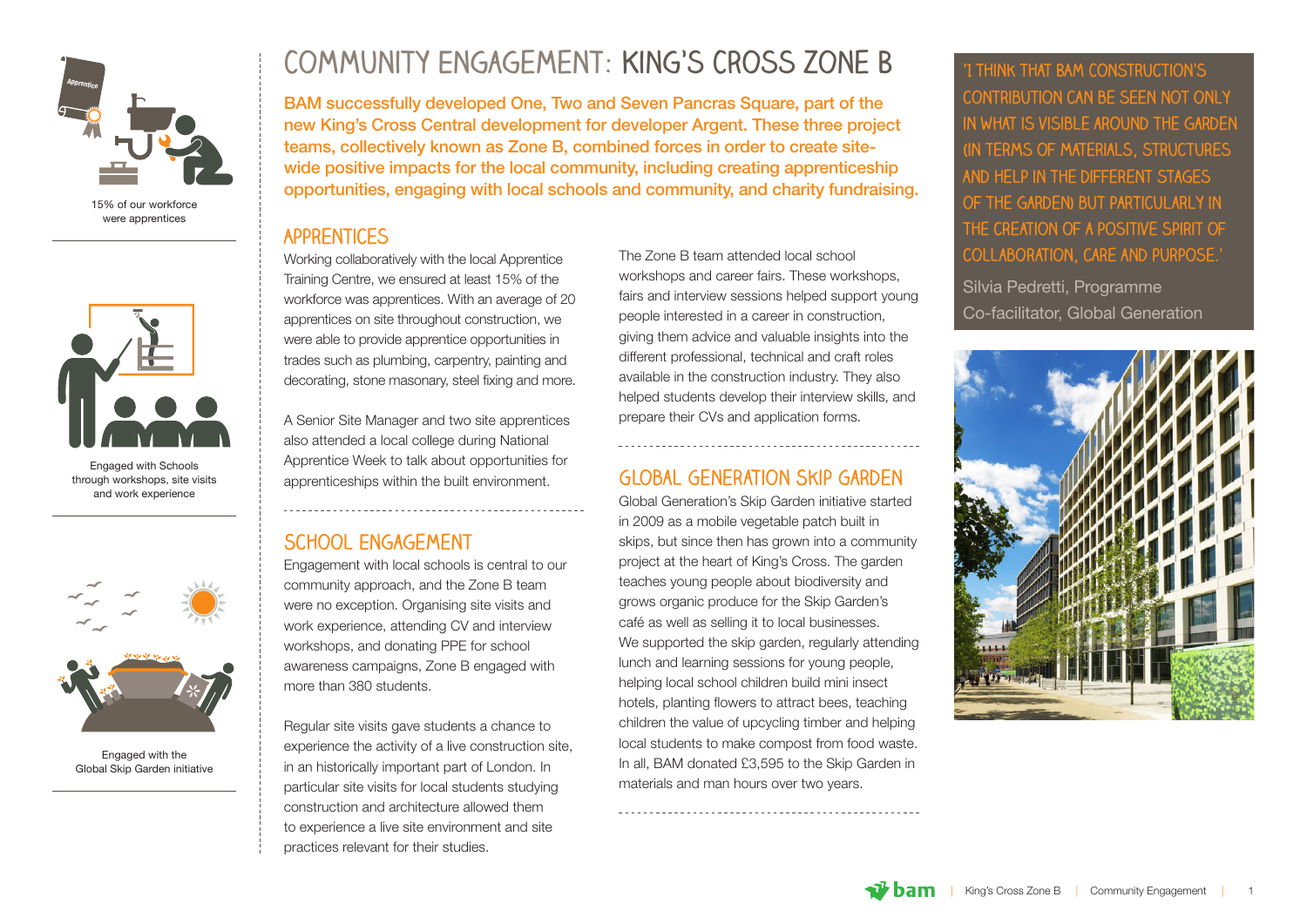15% of our workforce were apprentices

Engaged with Schools through workshops, site visits and work experience

Engaged with the Global Skip Garden initiative

# COMMUNITY ENGAGEMENT: KING'S CROSS ZONE B

**BAM successfully developed One, Two and Seven Pancras Square, part of the new King's Cross Central development for developer Argent. These three project teams, collectively known as Zone B, combined forces in order to create site-wide positive impacts for the local community, including creating apprenticeship opportunities, engaging with local schools and community, and charity fundraising.**

## APPRENTICES

Working collaboratively with the local Apprentice Training Centre, we ensured at least 15% of the workforce was apprentices. With an average of 20 apprentices on site throughout construction, we were able to provide apprentice opportunities in trades such as plumbing, carpentry, painting and decorating, stone masonary, steel fixing and more.

A Senior Site Manager and two site apprentices also attended a local college during National Apprentice Week to talk about opportunities for apprenticeships within the built environment.

## SCHOOL ENGAGEMENT

Engagement with local schools is central to our community approach, and the Zone B team were no exception. Organising site visits and work experience, attending CV and interview workshops, and donating PPE for school awareness campaigns, Zone B engaged with more than 380 students.

Regular site visits gave students a chance to experience the activity of a live construction site, in an historically important part of London. In particular site visits for local students studying construction and architecture allowed them to experience a live site environment and site practices relevant for their studies.

The Zone B team attended local school workshops and career fairs. These workshops, fairs and interview sessions helped support young people interested in a career in construction, giving them advice and valuable insights into the different professional, technical and craft roles available in the construction industry. They also helped students develop their interview skills, and prepare their CVs and application forms.

## GLOBAL GENERATION SKIP GARDEN

Global Generation's Skip Garden initiative started in 2009 as a mobile vegetable patch built in skips, but since then has grown into a community project at the heart of King's Cross. The garden teaches young people about biodiversity and grows organic produce for the Skip Garden's café as well as selling it to local businesses. We supported the skip garden, regularly attending lunch and learning sessions for young people, helping local school children build mini insect hotels, planting flowers to attract bees, teaching children the value of upcycling timber and helping local students to make compost from food waste. In all, BAM donated £3,595 to the Skip Garden in materials and man hours over two years.

> 'I THINK THAT BAM CONSTRUCTION'S CONTRIBUTION CAN BE SEEN NOT ONLY IN WHAT IS VISIBLE AROUND THE GARDEN (IN TERMS OF MATERIALS, STRUCTURES AND HELP IN THE DIFFERENT STAGES OF THE GARDEN) BUT PARTICULARLY IN THE CREATION OF A POSITIVE SPIRIT OF COLLABORATION, CARE AND PURPOSE.'
>
> Silvia Pedretti, Programme Co-facilitator, Global Generation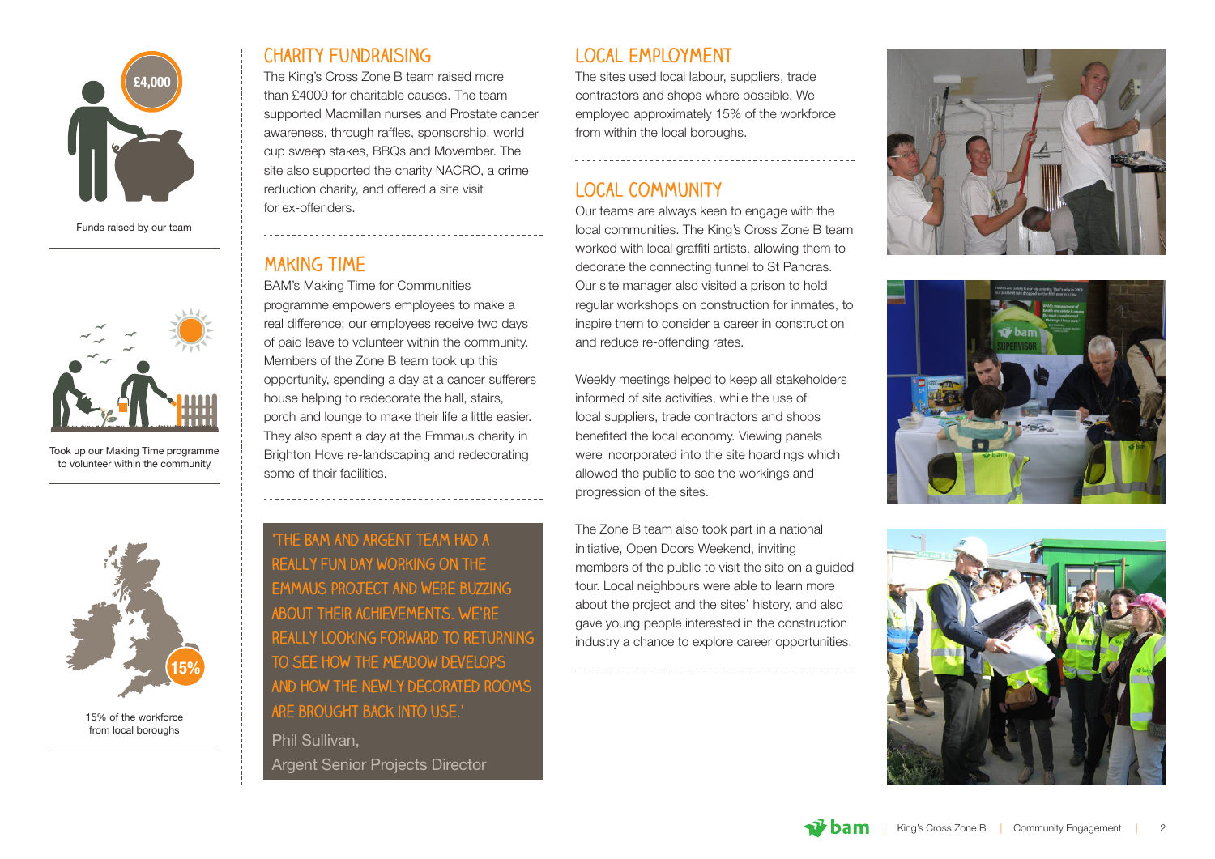£4,000

Funds raised by our team

Took up our Making Time programme to volunteer within the community

15%

15% of the workforce from local boroughs

## CHARITY FUNDRAISING

The King's Cross Zone B team raised more than £4000 for charitable causes. The team supported Macmillan nurses and Prostate cancer awareness, through raffles, sponsorship, world cup sweep stakes, BBQs and Movember. The site also supported the charity NACRO, a crime reduction charity, and offered a site visit for ex-offenders.

## MAKING TIME

BAM's Making Time for Communities programme empowers employees to make a real difference; our employees receive two days of paid leave to volunteer within the community. Members of the Zone B team took up this opportunity, spending a day at a cancer sufferers house helping to redecorate the hall, stairs, porch and lounge to make their life a little easier. They also spent a day at the Emmaus charity in Brighton Hove re-landscaping and redecorating some of their facilities.

> 'THE BAM AND ARGENT TEAM HAD A REALLY FUN DAY WORKING ON THE EMMAUS PROJECT AND WERE BUZZING ABOUT THEIR ACHIEVEMENTS. WE'RE REALLY LOOKING FORWARD TO RETURNING TO SEE HOW THE MEADOW DEVELOPS AND HOW THE NEWLY DECORATED ROOMS ARE BROUGHT BACK INTO USE.'
>
> Phil Sullivan,
> Argent Senior Projects Director

## LOCAL EMPLOYMENT

The sites used local labour, suppliers, trade contractors and shops where possible. We employed approximately 15% of the workforce from within the local boroughs.

## LOCAL COMMUNITY

Our teams are always keen to engage with the local communities. The King's Cross Zone B team worked with local graffiti artists, allowing them to decorate the connecting tunnel to St Pancras. Our site manager also visited a prison to hold regular workshops on construction for inmates, to inspire them to consider a career in construction and reduce re-offending rates.

Weekly meetings helped to keep all stakeholders informed of site activities, while the use of local suppliers, trade contractors and shops benefited the local economy. Viewing panels were incorporated into the site hoardings which allowed the public to see the workings and progression of the sites.

The Zone B team also took part in a national initiative, Open Doors Weekend, inviting members of the public to visit the site on a guided tour. Local neighbours were able to learn more about the project and the sites' history, and also gave young people interested in the construction industry a chance to explore career opportunities.